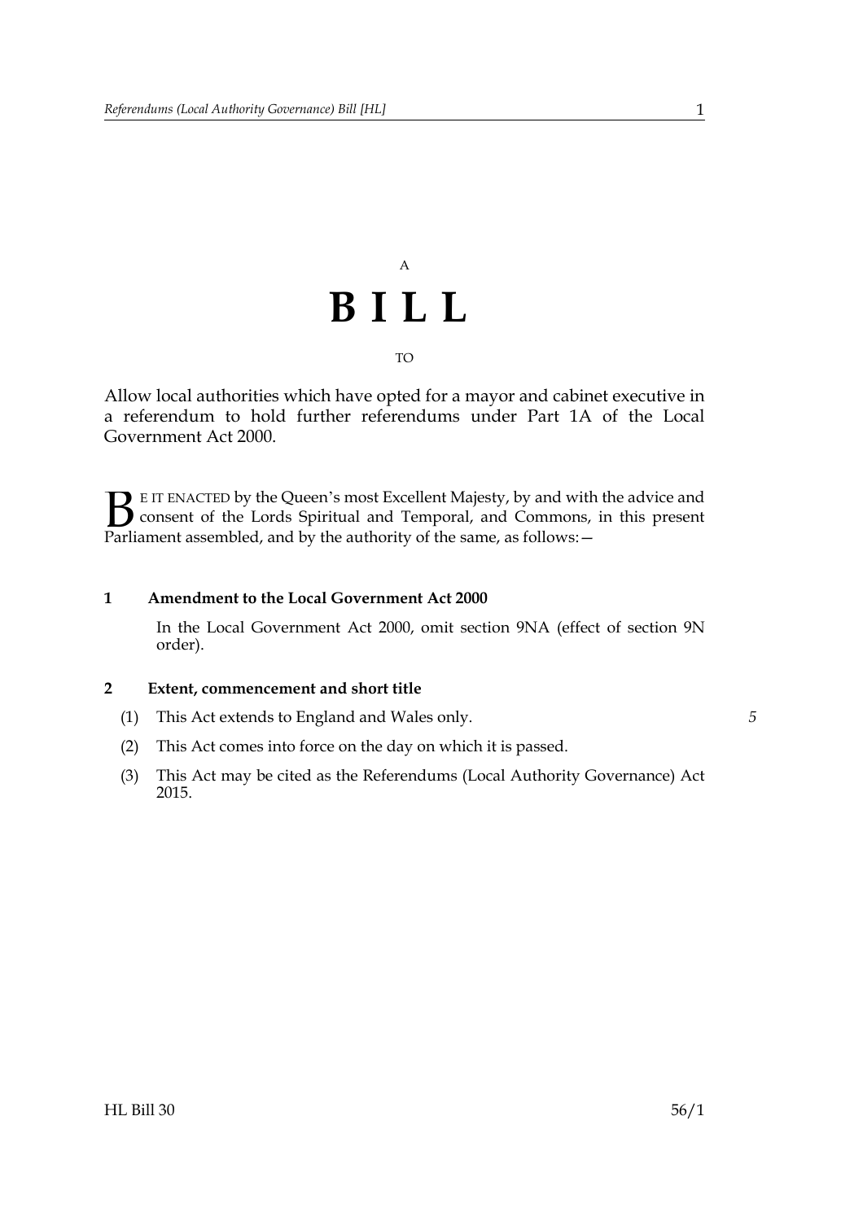A

# B I L L

TO

Allow local authorities which have opted for a mayor and cabinet executive in a referendum to hold further referendums under Part 1A of the Local Government Act 2000.

BE IT ENACTED by the Queen's most Excellent Majesty, by and with the advice and consent of the Lords Spiritual and Temporal, and Commons, in this present Parliament assembled, and by the authority of the same, as follows:—

**1 Amendment to the Local Government Act 2000**

In the Local Government Act 2000, omit section 9NA (effect of section 9N order).

**2 Extent, commencement and short title**

(1) This Act extends to England and Wales only.

(2) This Act comes into force on the day on which it is passed.

(3) This Act may be cited as the Referendums (Local Authority Governance) Act 2015.

HL Bill 30 56/1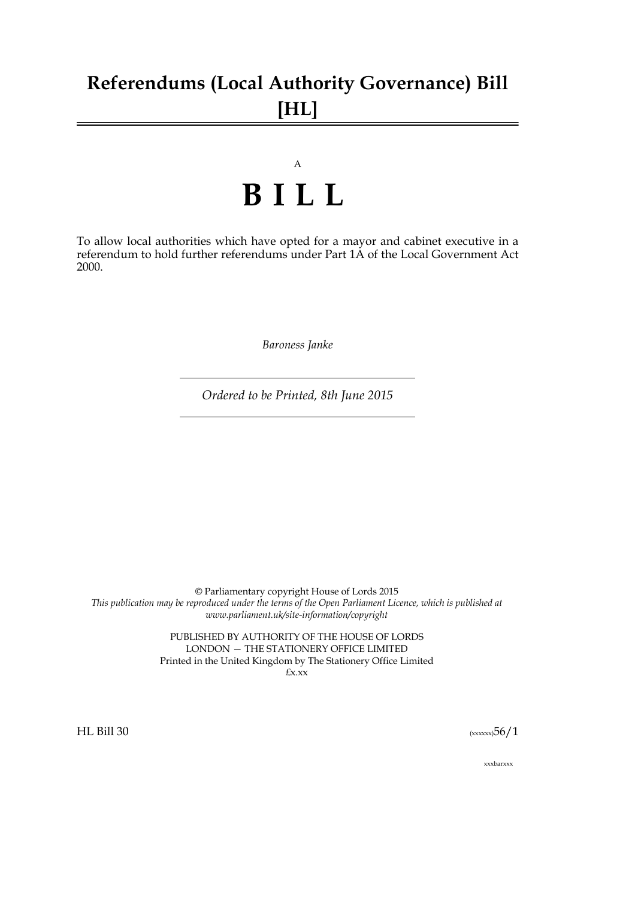# Referendums (Local Authority Governance) Bill [HL]

A

# B I L L

To allow local authorities which have opted for a mayor and cabinet executive in a referendum to hold further referendums under Part 1A of the Local Government Act 2000.

*Baroness Janke*

*Ordered to be Printed, 8th June 2015*

© Parliamentary copyright House of Lords 2015
*This publication may be reproduced under the terms of the Open Parliament Licence, which is published at www.parliament.uk/site-information/copyright*

PUBLISHED BY AUTHORITY OF THE HOUSE OF LORDS
LONDON — THE STATIONERY OFFICE LIMITED
Printed in the United Kingdom by The Stationery Office Limited
£x.xx

HL Bill 30 (xxxxxx)56/1

xxxbarxxx